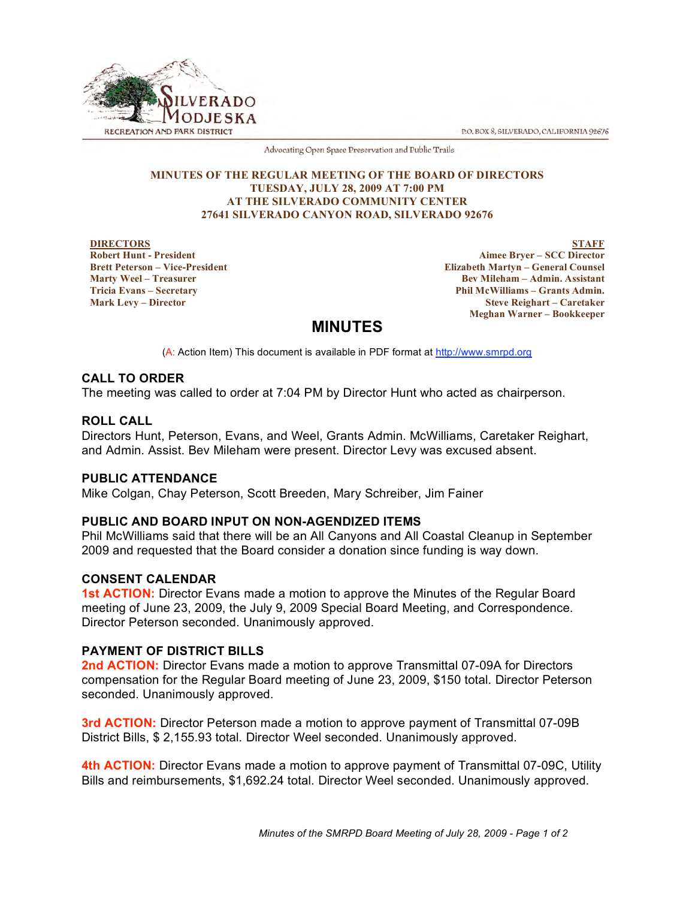SILVERADO MODJESKA
RECREATION AND PARK DISTRICT

P.O. BOX 8, SILVERADO, CALIFORNIA 92676

Advocating Open Space Preservation and Public Trails

**MINUTES OF THE REGULAR MEETING OF THE BOARD OF DIRECTORS**
**TUESDAY, JULY 28, 2009 AT 7:00 PM**
**AT THE SILVERADO COMMUNITY CENTER**
**27641 SILVERADO CANYON ROAD, SILVERADO 92676**

**DIRECTORS**
**Robert Hunt - President**
**Brett Peterson – Vice-President**
**Marty Weel – Treasurer**
**Tricia Evans – Secretary**
**Mark Levy – Director**

**STAFF**
**Aimee Bryer – SCC Director**
**Elizabeth Martyn – General Counsel**
**Bev Mileham – Admin. Assistant**
**Phil McWilliams – Grants Admin.**
**Steve Reighart – Caretaker**
**Meghan Warner – Bookkeeper**

# MINUTES

(A: Action Item) This document is available in PDF format at http://www.smrpd.org

## CALL TO ORDER
The meeting was called to order at 7:04 PM by Director Hunt who acted as chairperson.

## ROLL CALL
Directors Hunt, Peterson, Evans, and Weel, Grants Admin. McWilliams, Caretaker Reighart, and Admin. Assist. Bev Mileham were present. Director Levy was excused absent.

## PUBLIC ATTENDANCE
Mike Colgan, Chay Peterson, Scott Breeden, Mary Schreiber, Jim Fainer

## PUBLIC AND BOARD INPUT ON NON-AGENDIZED ITEMS
Phil McWilliams said that there will be an All Canyons and All Coastal Cleanup in September 2009 and requested that the Board consider a donation since funding is way down.

## CONSENT CALENDAR
**1st ACTION:** Director Evans made a motion to approve the Minutes of the Regular Board meeting of June 23, 2009, the July 9, 2009 Special Board Meeting, and Correspondence. Director Peterson seconded. Unanimously approved.

## PAYMENT OF DISTRICT BILLS
**2nd ACTION:** Director Evans made a motion to approve Transmittal 07-09A for Directors compensation for the Regular Board meeting of June 23, 2009, $150 total. Director Peterson seconded. Unanimously approved.

**3rd ACTION:** Director Peterson made a motion to approve payment of Transmittal 07-09B District Bills, $ 2,155.93 total. Director Weel seconded. Unanimously approved.

**4th ACTION:** Director Evans made a motion to approve payment of Transmittal 07-09C, Utility Bills and reimbursements, $1,692.24 total. Director Weel seconded. Unanimously approved.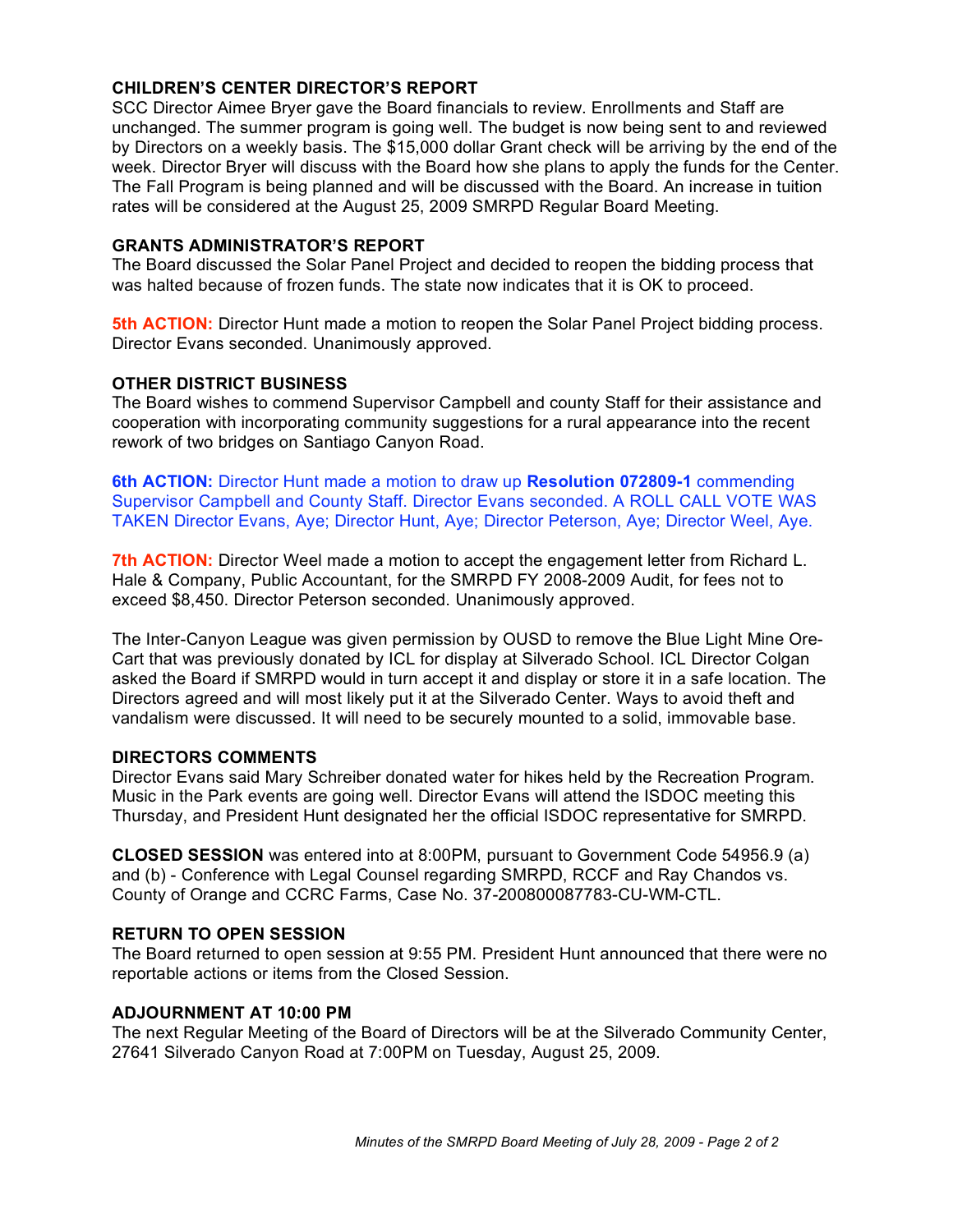**CHILDREN'S CENTER DIRECTOR'S REPORT**
SCC Director Aimee Bryer gave the Board financials to review. Enrollments and Staff are unchanged. The summer program is going well. The budget is now being sent to and reviewed by Directors on a weekly basis. The $15,000 dollar Grant check will be arriving by the end of the week. Director Bryer will discuss with the Board how she plans to apply the funds for the Center. The Fall Program is being planned and will be discussed with the Board. An increase in tuition rates will be considered at the August 25, 2009 SMRPD Regular Board Meeting.

**GRANTS ADMINISTRATOR'S REPORT**
The Board discussed the Solar Panel Project and decided to reopen the bidding process that was halted because of frozen funds. The state now indicates that it is OK to proceed.

**5th ACTION:** Director Hunt made a motion to reopen the Solar Panel Project bidding process. Director Evans seconded. Unanimously approved.

**OTHER DISTRICT BUSINESS**
The Board wishes to commend Supervisor Campbell and county Staff for their assistance and cooperation with incorporating community suggestions for a rural appearance into the recent rework of two bridges on Santiago Canyon Road.

**6th ACTION:** Director Hunt made a motion to draw up **Resolution 072809-1** commending Supervisor Campbell and County Staff. Director Evans seconded. A ROLL CALL VOTE WAS TAKEN Director Evans, Aye; Director Hunt, Aye; Director Peterson, Aye; Director Weel, Aye.

**7th ACTION:** Director Weel made a motion to accept the engagement letter from Richard L. Hale & Company, Public Accountant, for the SMRPD FY 2008-2009 Audit, for fees not to exceed $8,450. Director Peterson seconded. Unanimously approved.

The Inter-Canyon League was given permission by OUSD to remove the Blue Light Mine Ore-Cart that was previously donated by ICL for display at Silverado School. ICL Director Colgan asked the Board if SMRPD would in turn accept it and display or store it in a safe location. The Directors agreed and will most likely put it at the Silverado Center. Ways to avoid theft and vandalism were discussed. It will need to be securely mounted to a solid, immovable base.

**DIRECTORS COMMENTS**
Director Evans said Mary Schreiber donated water for hikes held by the Recreation Program. Music in the Park events are going well. Director Evans will attend the ISDOC meeting this Thursday, and President Hunt designated her the official ISDOC representative for SMRPD.

**CLOSED SESSION** was entered into at 8:00PM, pursuant to Government Code 54956.9 (a) and (b) - Conference with Legal Counsel regarding SMRPD, RCCF and Ray Chandos vs. County of Orange and CCRC Farms, Case No. 37-200800087783-CU-WM-CTL.

**RETURN TO OPEN SESSION**
The Board returned to open session at 9:55 PM. President Hunt announced that there were no reportable actions or items from the Closed Session.

**ADJOURNMENT AT 10:00 PM**
The next Regular Meeting of the Board of Directors will be at the Silverado Community Center, 27641 Silverado Canyon Road at 7:00PM on Tuesday, August 25, 2009.